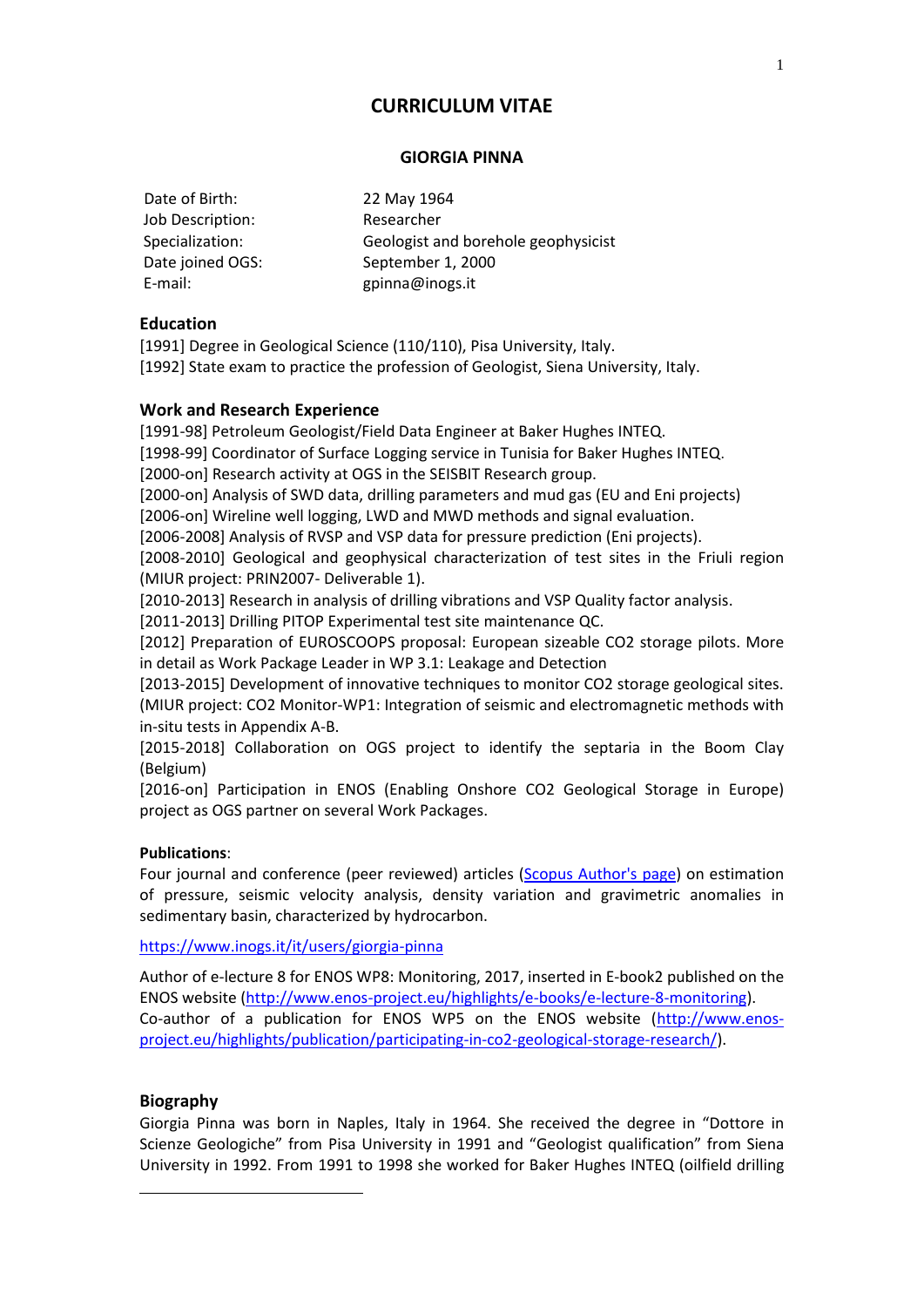# CURRICULUM VITAE

## GIORGIA PINNA

| | |
|---|---|
| Date of Birth: | 22 May 1964 |
| Job Description: | Researcher |
| Specialization: | Geologist and borehole geophysicist |
| Date joined OGS: | September 1, 2000 |
| E-mail: | gpinna@inogs.it |

### Education

[1991] Degree in Geological Science (110/110), Pisa University, Italy.
[1992] State exam to practice the profession of Geologist, Siena University, Italy.

### Work and Research Experience

[1991-98] Petroleum Geologist/Field Data Engineer at Baker Hughes INTEQ.
[1998-99] Coordinator of Surface Logging service in Tunisia for Baker Hughes INTEQ.
[2000-on] Research activity at OGS in the SEISBIT Research group.
[2000-on] Analysis of SWD data, drilling parameters and mud gas (EU and Eni projects)
[2006-on] Wireline well logging, LWD and MWD methods and signal evaluation.
[2006-2008] Analysis of RVSP and VSP data for pressure prediction (Eni projects).
[2008-2010] Geological and geophysical characterization of test sites in the Friuli region (MIUR project: PRIN2007- Deliverable 1).
[2010-2013] Research in analysis of drilling vibrations and VSP Quality factor analysis.
[2011-2013] Drilling PITOP Experimental test site maintenance QC.
[2012] Preparation of EUROSCOOPS proposal: European sizeable CO2 storage pilots. More in detail as Work Package Leader in WP 3.1: Leakage and Detection
[2013-2015] Development of innovative techniques to monitor CO2 storage geological sites. (MIUR project: CO2 Monitor-WP1: Integration of seismic and electromagnetic methods with in-situ tests in Appendix A-B.
[2015-2018] Collaboration on OGS project to identify the septaria in the Boom Clay (Belgium)
[2016-on] Participation in ENOS (Enabling Onshore CO2 Geological Storage in Europe) project as OGS partner on several Work Packages.

**Publications**:
Four journal and conference (peer reviewed) articles (Scopus Author's page) on estimation of pressure, seismic velocity analysis, density variation and gravimetric anomalies in sedimentary basin, characterized by hydrocarbon.

https://www.inogs.it/it/users/giorgia-pinna

Author of e-lecture 8 for ENOS WP8: Monitoring, 2017, inserted in E-book2 published on the ENOS website (http://www.enos-project.eu/highlights/e-books/e-lecture-8-monitoring).
Co-author of a publication for ENOS WP5 on the ENOS website (http://www.enos-project.eu/highlights/publication/participating-in-co2-geological-storage-research/).

### Biography

Giorgia Pinna was born in Naples, Italy in 1964. She received the degree in "Dottore in Scienze Geologiche" from Pisa University in 1991 and "Geologist qualification" from Siena University in 1992. From 1991 to 1998 she worked for Baker Hughes INTEQ (oilfield drilling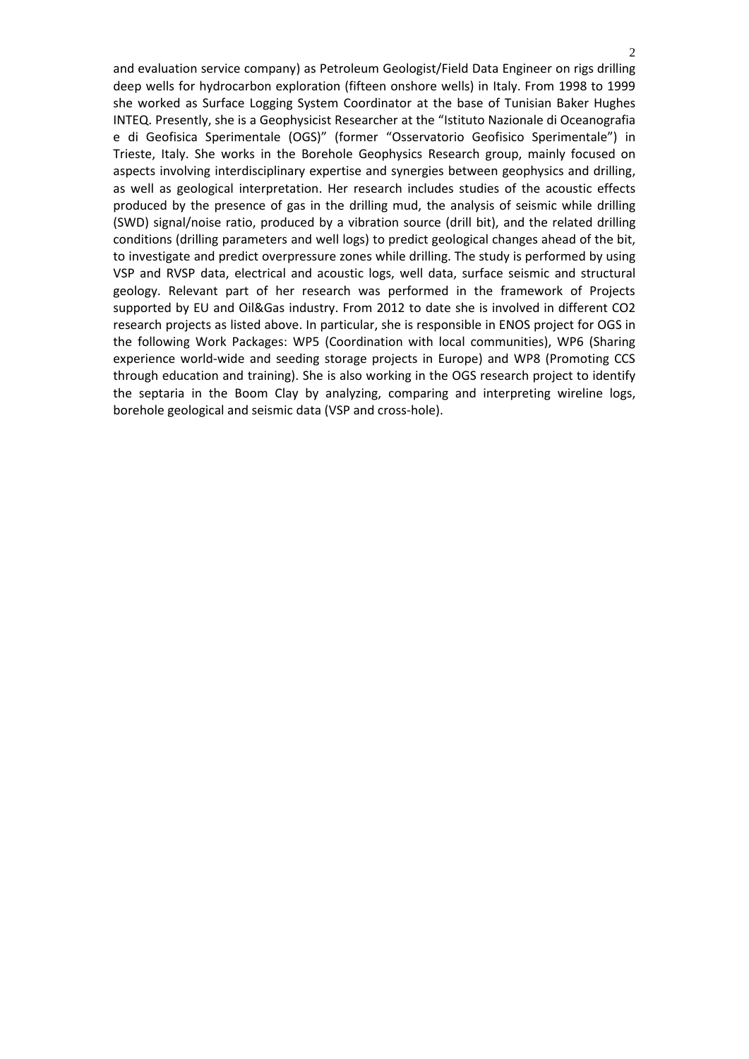and evaluation service company) as Petroleum Geologist/Field Data Engineer on rigs drilling deep wells for hydrocarbon exploration (fifteen onshore wells) in Italy. From 1998 to 1999 she worked as Surface Logging System Coordinator at the base of Tunisian Baker Hughes INTEQ. Presently, she is a Geophysicist Researcher at the "Istituto Nazionale di Oceanografia e di Geofisica Sperimentale (OGS)" (former "Osservatorio Geofisico Sperimentale") in Trieste, Italy. She works in the Borehole Geophysics Research group, mainly focused on aspects involving interdisciplinary expertise and synergies between geophysics and drilling, as well as geological interpretation. Her research includes studies of the acoustic effects produced by the presence of gas in the drilling mud, the analysis of seismic while drilling (SWD) signal/noise ratio, produced by a vibration source (drill bit), and the related drilling conditions (drilling parameters and well logs) to predict geological changes ahead of the bit, to investigate and predict overpressure zones while drilling. The study is performed by using VSP and RVSP data, electrical and acoustic logs, well data, surface seismic and structural geology. Relevant part of her research was performed in the framework of Projects supported by EU and Oil&Gas industry. From 2012 to date she is involved in different CO2 research projects as listed above. In particular, she is responsible in ENOS project for OGS in the following Work Packages: WP5 (Coordination with local communities), WP6 (Sharing experience world-wide and seeding storage projects in Europe) and WP8 (Promoting CCS through education and training). She is also working in the OGS research project to identify the septaria in the Boom Clay by analyzing, comparing and interpreting wireline logs, borehole geological and seismic data (VSP and cross-hole).